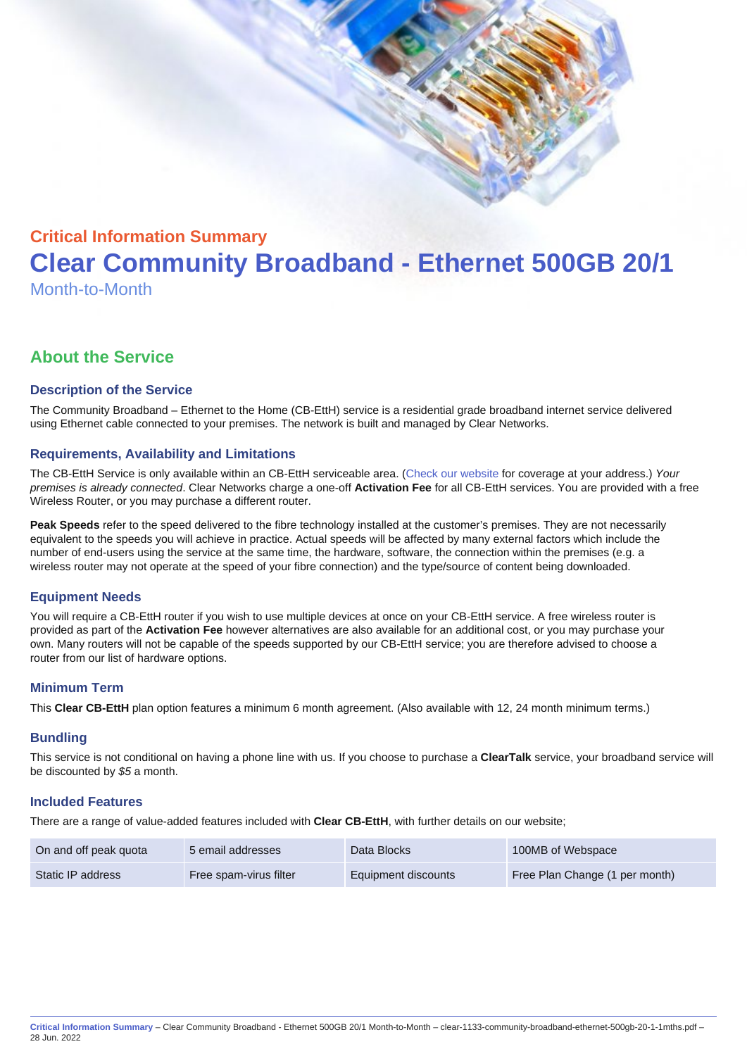## Critical Information Summary

# Clear Community Broadband - Ethernet 500GB 20/1

Month-to-Month

## About the Service

### Description of the Service

The Community Broadband – Ethernet to the Home (CB-EttH) service is a residential grade broadband internet service delivered using Ethernet cable connected to your premises. The network is built and managed by Clear Networks.

### Requirements, Availability and Limitations

The CB-EttH Service is only available within an CB-EttH serviceable area. (Check our website for coverage at your address.) *Your premises is already connected*. Clear Networks charge a one-off **Activation Fee** for all CB-EttH services. You are provided with a free Wireless Router, or you may purchase a different router.

**Peak Speeds** refer to the speed delivered to the fibre technology installed at the customer's premises. They are not necessarily equivalent to the speeds you will achieve in practice. Actual speeds will be affected by many external factors which include the number of end-users using the service at the same time, the hardware, software, the connection within the premises (e.g. a wireless router may not operate at the speed of your fibre connection) and the type/source of content being downloaded.

### Equipment Needs

You will require a CB-EttH router if you wish to use multiple devices at once on your CB-EttH service. A free wireless router is provided as part of the **Activation Fee** however alternatives are also available for an additional cost, or you may purchase your own. Many routers will not be capable of the speeds supported by our CB-EttH service; you are therefore advised to choose a router from our list of hardware options.

### Minimum Term

This **Clear CB-EttH** plan option features a minimum 6 month agreement. (Also available with 12, 24 month minimum terms.)

### Bundling

This service is not conditional on having a phone line with us. If you choose to purchase a **ClearTalk** service, your broadband service will be discounted by *$5* a month.

### Included Features

There are a range of value-added features included with **Clear CB-EttH**, with further details on our website;

| | | | |
|---|---|---|---|
| On and off peak quota | 5 email addresses | Data Blocks | 100MB of Webspace |
| Static IP address | Free spam-virus filter | Equipment discounts | Free Plan Change (1 per month) |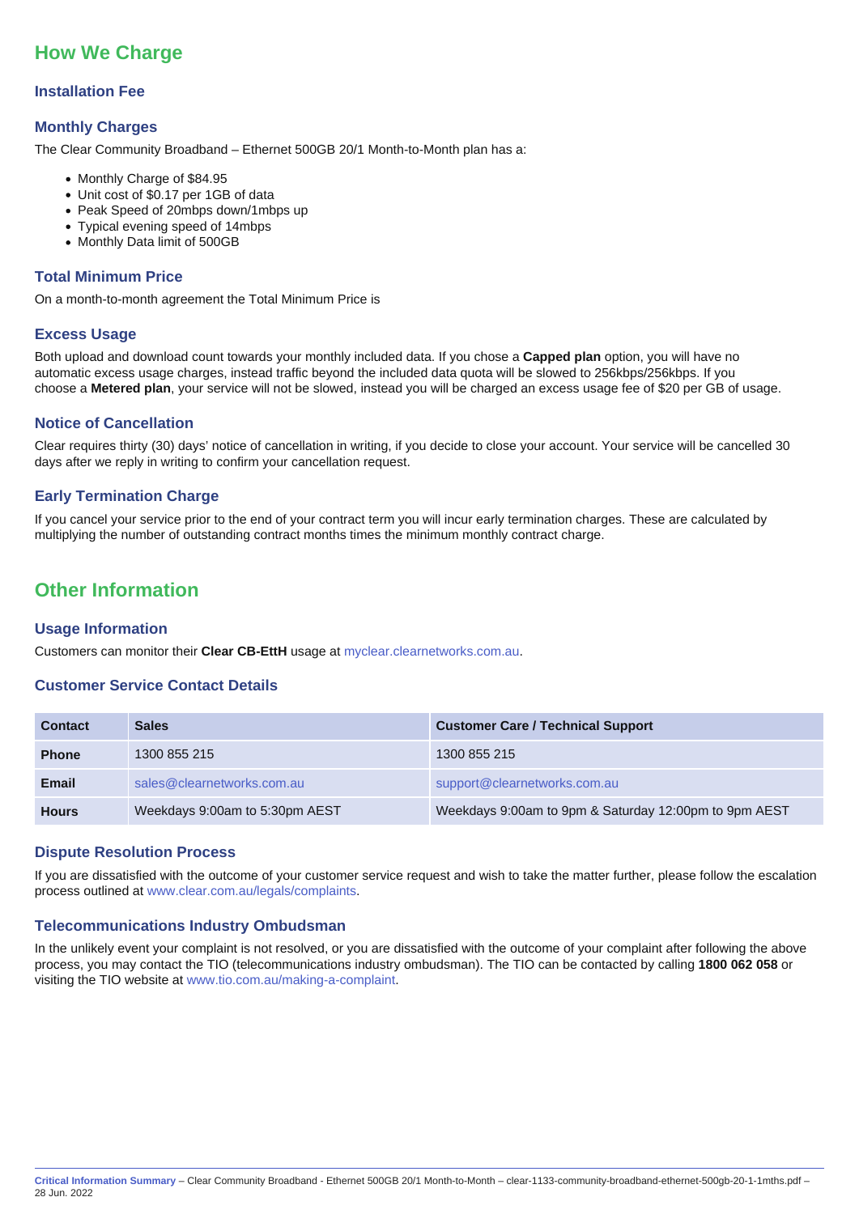## How We Charge

### Installation Fee

### Monthly Charges

The Clear Community Broadband – Ethernet 500GB 20/1 Month-to-Month plan has a:

- Monthly Charge of $84.95
- Unit cost of $0.17 per 1GB of data
- Peak Speed of 20mbps down/1mbps up
- Typical evening speed of 14mbps
- Monthly Data limit of 500GB

### Total Minimum Price

On a month-to-month agreement the Total Minimum Price is

### Excess Usage

Both upload and download count towards your monthly included data. If you chose a **Capped plan** option, you will have no automatic excess usage charges, instead traffic beyond the included data quota will be slowed to 256kbps/256kbps. If you choose a **Metered plan**, your service will not be slowed, instead you will be charged an excess usage fee of $20 per GB of usage.

### Notice of Cancellation

Clear requires thirty (30) days' notice of cancellation in writing, if you decide to close your account. Your service will be cancelled 30 days after we reply in writing to confirm your cancellation request.

### Early Termination Charge

If you cancel your service prior to the end of your contract term you will incur early termination charges. These are calculated by multiplying the number of outstanding contract months times the minimum monthly contract charge.

## Other Information

### Usage Information

Customers can monitor their **Clear CB-EttH** usage at myclear.clearnetworks.com.au.

### Customer Service Contact Details

| Contact | Sales | Customer Care / Technical Support |
|---|---|---|
| **Phone** | 1300 855 215 | 1300 855 215 |
| **Email** | sales@clearnetworks.com.au | support@clearnetworks.com.au |
| **Hours** | Weekdays 9:00am to 5:30pm AEST | Weekdays 9:00am to 9pm & Saturday 12:00pm to 9pm AEST |

### Dispute Resolution Process

If you are dissatisfied with the outcome of your customer service request and wish to take the matter further, please follow the escalation process outlined at www.clear.com.au/legals/complaints.

### Telecommunications Industry Ombudsman

In the unlikely event your complaint is not resolved, or you are dissatisfied with the outcome of your complaint after following the above process, you may contact the TIO (telecommunications industry ombudsman). The TIO can be contacted by calling **1800 062 058** or visiting the TIO website at www.tio.com.au/making-a-complaint.